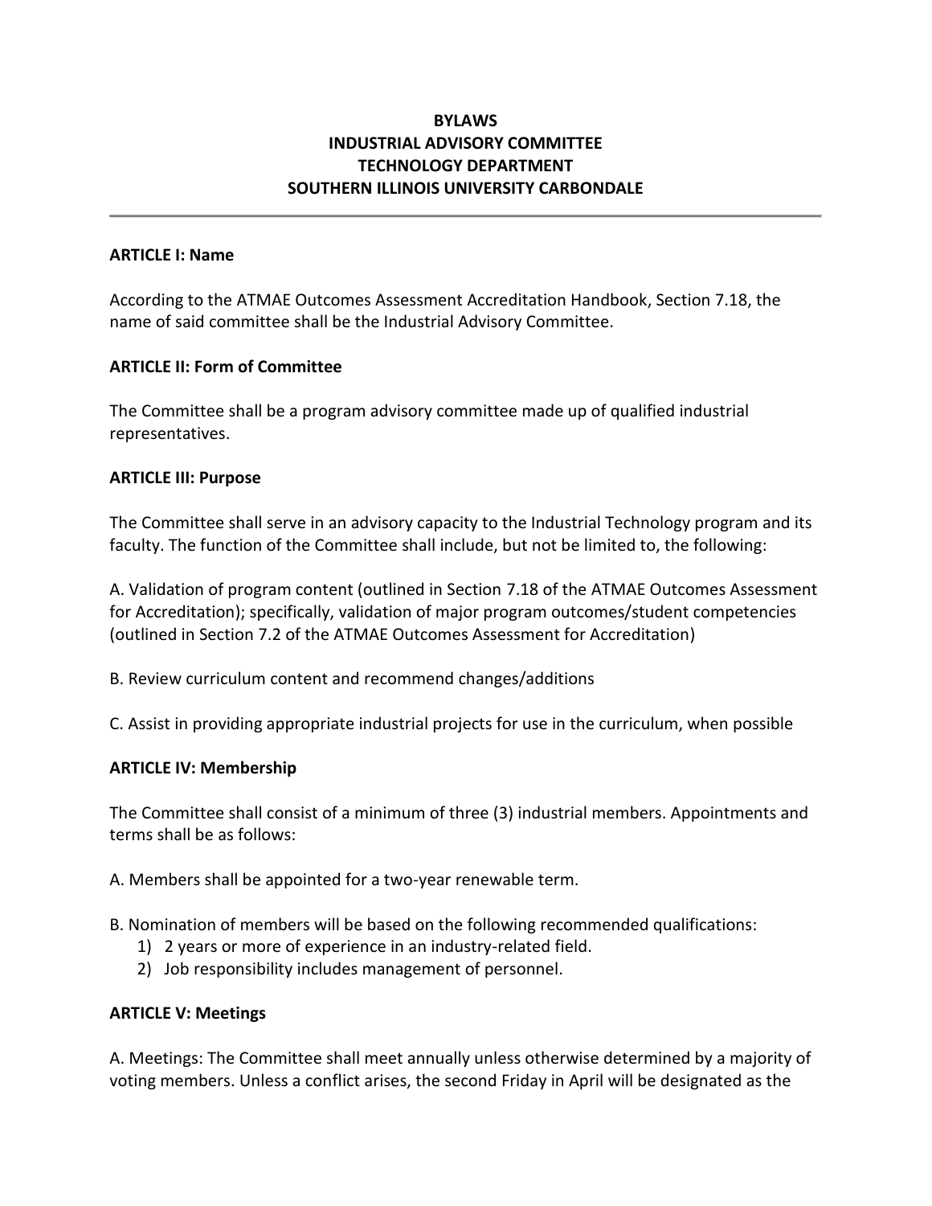# BYLAWS
# INDUSTRIAL ADVISORY COMMITTEE
# TECHNOLOGY DEPARTMENT
# SOUTHERN ILLINOIS UNIVERSITY CARBONDALE

---

**ARTICLE I: Name**

According to the ATMAE Outcomes Assessment Accreditation Handbook, Section 7.18, the name of said committee shall be the Industrial Advisory Committee.

**ARTICLE II: Form of Committee**

The Committee shall be a program advisory committee made up of qualified industrial representatives.

**ARTICLE III: Purpose**

The Committee shall serve in an advisory capacity to the Industrial Technology program and its faculty. The function of the Committee shall include, but not be limited to, the following:

A. Validation of program content (outlined in Section 7.18 of the ATMAE Outcomes Assessment for Accreditation); specifically, validation of major program outcomes/student competencies (outlined in Section 7.2 of the ATMAE Outcomes Assessment for Accreditation)

B. Review curriculum content and recommend changes/additions

C. Assist in providing appropriate industrial projects for use in the curriculum, when possible

**ARTICLE IV: Membership**

The Committee shall consist of a minimum of three (3) industrial members. Appointments and terms shall be as follows:

A. Members shall be appointed for a two-year renewable term.

B. Nomination of members will be based on the following recommended qualifications:
1) 2 years or more of experience in an industry-related field.
2) Job responsibility includes management of personnel.

**ARTICLE V: Meetings**

A. Meetings: The Committee shall meet annually unless otherwise determined by a majority of voting members. Unless a conflict arises, the second Friday in April will be designated as the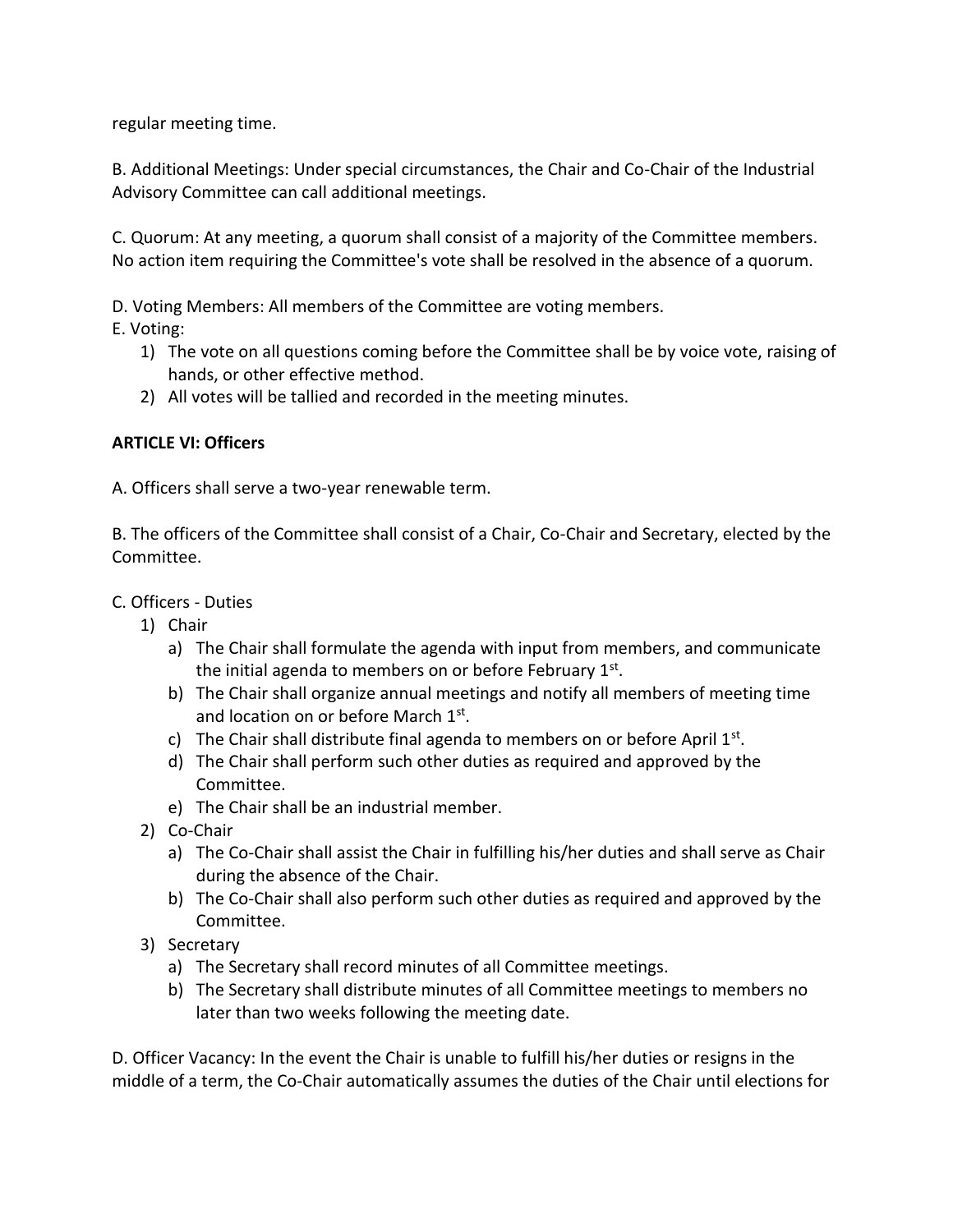regular meeting time.

B. Additional Meetings: Under special circumstances, the Chair and Co-Chair of the Industrial Advisory Committee can call additional meetings.

C. Quorum: At any meeting, a quorum shall consist of a majority of the Committee members. No action item requiring the Committee's vote shall be resolved in the absence of a quorum.

D. Voting Members: All members of the Committee are voting members.

E. Voting:

1) The vote on all questions coming before the Committee shall be by voice vote, raising of hands, or other effective method.
2) All votes will be tallied and recorded in the meeting minutes.

**ARTICLE VI: Officers**

A. Officers shall serve a two-year renewable term.

B. The officers of the Committee shall consist of a Chair, Co-Chair and Secretary, elected by the Committee.

C. Officers - Duties

1) Chair
   a) The Chair shall formulate the agenda with input from members, and communicate the initial agenda to members on or before February 1st.
   b) The Chair shall organize annual meetings and notify all members of meeting time and location on or before March 1st.
   c) The Chair shall distribute final agenda to members on or before April 1st.
   d) The Chair shall perform such other duties as required and approved by the Committee.
   e) The Chair shall be an industrial member.
2) Co-Chair
   a) The Co-Chair shall assist the Chair in fulfilling his/her duties and shall serve as Chair during the absence of the Chair.
   b) The Co-Chair shall also perform such other duties as required and approved by the Committee.
3) Secretary
   a) The Secretary shall record minutes of all Committee meetings.
   b) The Secretary shall distribute minutes of all Committee meetings to members no later than two weeks following the meeting date.

D. Officer Vacancy: In the event the Chair is unable to fulfill his/her duties or resigns in the middle of a term, the Co-Chair automatically assumes the duties of the Chair until elections for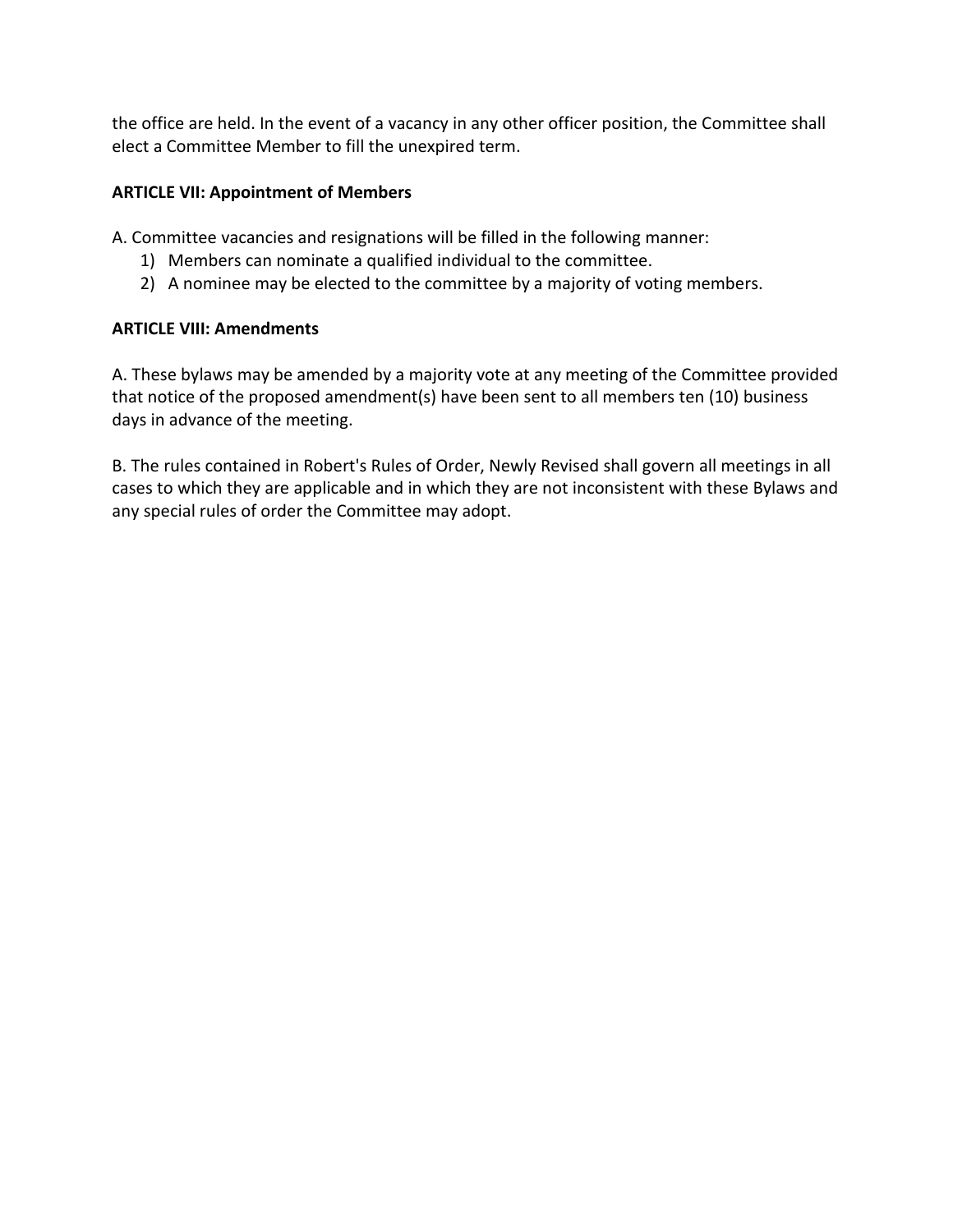the office are held. In the event of a vacancy in any other officer position, the Committee shall elect a Committee Member to fill the unexpired term.

**ARTICLE VII: Appointment of Members**

A. Committee vacancies and resignations will be filled in the following manner:

1) Members can nominate a qualified individual to the committee.
2) A nominee may be elected to the committee by a majority of voting members.

**ARTICLE VIII: Amendments**

A. These bylaws may be amended by a majority vote at any meeting of the Committee provided that notice of the proposed amendment(s) have been sent to all members ten (10) business days in advance of the meeting.

B. The rules contained in Robert's Rules of Order, Newly Revised shall govern all meetings in all cases to which they are applicable and in which they are not inconsistent with these Bylaws and any special rules of order the Committee may adopt.